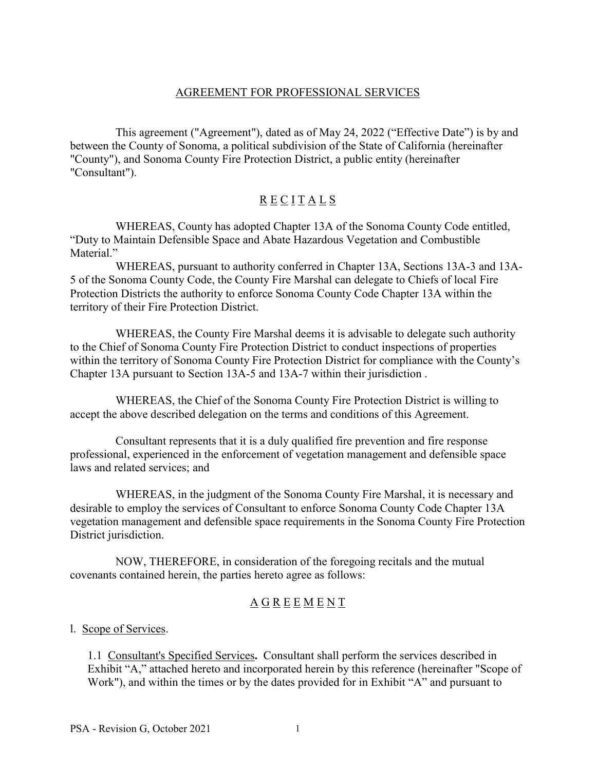# AGREEMENT FOR PROFESSIONAL SERVICES

This agreement ("Agreement"), dated as of May 24, 2022 ("Effective Date") is by and between the County of Sonoma, a political subdivision of the State of California (hereinafter "County"), and Sonoma County Fire Protection District, a public entity (hereinafter "Consultant").

## R E C I T A L S

WHEREAS, County has adopted Chapter 13A of the Sonoma County Code entitled, "Duty to Maintain Defensible Space and Abate Hazardous Vegetation and Combustible Material."

WHEREAS, pursuant to authority conferred in Chapter 13A, Sections 13A-3 and 13A-5 of the Sonoma County Code, the County Fire Marshal can delegate to Chiefs of local Fire Protection Districts the authority to enforce Sonoma County Code Chapter 13A within the territory of their Fire Protection District.

WHEREAS, the County Fire Marshal deems it is advisable to delegate such authority to the Chief of Sonoma County Fire Protection District to conduct inspections of properties within the territory of Sonoma County Fire Protection District for compliance with the County's Chapter 13A pursuant to Section 13A-5 and 13A-7 within their jurisdiction .

WHEREAS, the Chief of the Sonoma County Fire Protection District is willing to accept the above described delegation on the terms and conditions of this Agreement.

Consultant represents that it is a duly qualified fire prevention and fire response professional, experienced in the enforcement of vegetation management and defensible space laws and related services; and

WHEREAS, in the judgment of the Sonoma County Fire Marshal, it is necessary and desirable to employ the services of Consultant to enforce Sonoma County Code Chapter 13A vegetation management and defensible space requirements in the Sonoma County Fire Protection District jurisdiction.

NOW, THEREFORE, in consideration of the foregoing recitals and the mutual covenants contained herein, the parties hereto agree as follows:

## A G R E E M E N T

l. Scope of Services.

1.1 Consultant's Specified Services**.** Consultant shall perform the services described in Exhibit "A," attached hereto and incorporated herein by this reference (hereinafter "Scope of Work"), and within the times or by the dates provided for in Exhibit "A" and pursuant to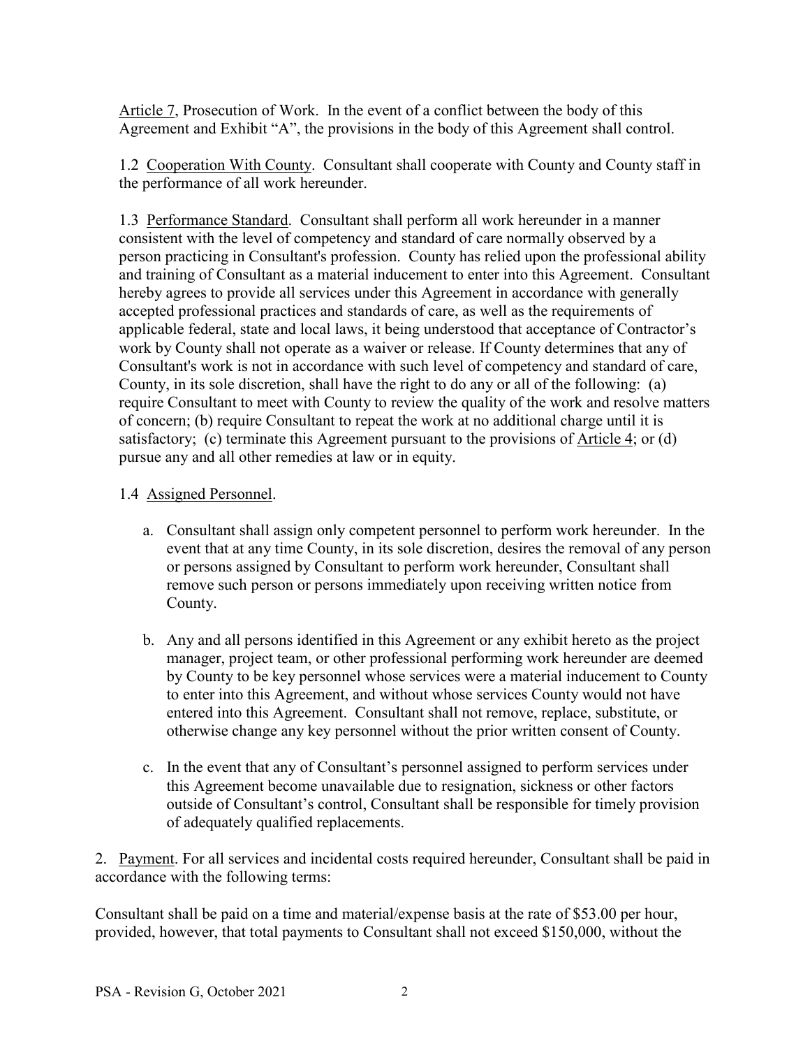Article 7, Prosecution of Work. In the event of a conflict between the body of this Agreement and Exhibit "A", the provisions in the body of this Agreement shall control.

1.2 Cooperation With County. Consultant shall cooperate with County and County staff in the performance of all work hereunder.

1.3 Performance Standard. Consultant shall perform all work hereunder in a manner consistent with the level of competency and standard of care normally observed by a person practicing in Consultant's profession. County has relied upon the professional ability and training of Consultant as a material inducement to enter into this Agreement. Consultant hereby agrees to provide all services under this Agreement in accordance with generally accepted professional practices and standards of care, as well as the requirements of applicable federal, state and local laws, it being understood that acceptance of Contractor's work by County shall not operate as a waiver or release. If County determines that any of Consultant's work is not in accordance with such level of competency and standard of care, County, in its sole discretion, shall have the right to do any or all of the following: (a) require Consultant to meet with County to review the quality of the work and resolve matters of concern; (b) require Consultant to repeat the work at no additional charge until it is satisfactory; (c) terminate this Agreement pursuant to the provisions of Article 4; or (d) pursue any and all other remedies at law or in equity.

1.4 Assigned Personnel.

a. Consultant shall assign only competent personnel to perform work hereunder. In the event that at any time County, in its sole discretion, desires the removal of any person or persons assigned by Consultant to perform work hereunder, Consultant shall remove such person or persons immediately upon receiving written notice from County.

b. Any and all persons identified in this Agreement or any exhibit hereto as the project manager, project team, or other professional performing work hereunder are deemed by County to be key personnel whose services were a material inducement to County to enter into this Agreement, and without whose services County would not have entered into this Agreement. Consultant shall not remove, replace, substitute, or otherwise change any key personnel without the prior written consent of County.

c. In the event that any of Consultant's personnel assigned to perform services under this Agreement become unavailable due to resignation, sickness or other factors outside of Consultant's control, Consultant shall be responsible for timely provision of adequately qualified replacements.

2. Payment. For all services and incidental costs required hereunder, Consultant shall be paid in accordance with the following terms:

Consultant shall be paid on a time and material/expense basis at the rate of $53.00 per hour, provided, however, that total payments to Consultant shall not exceed $150,000, without the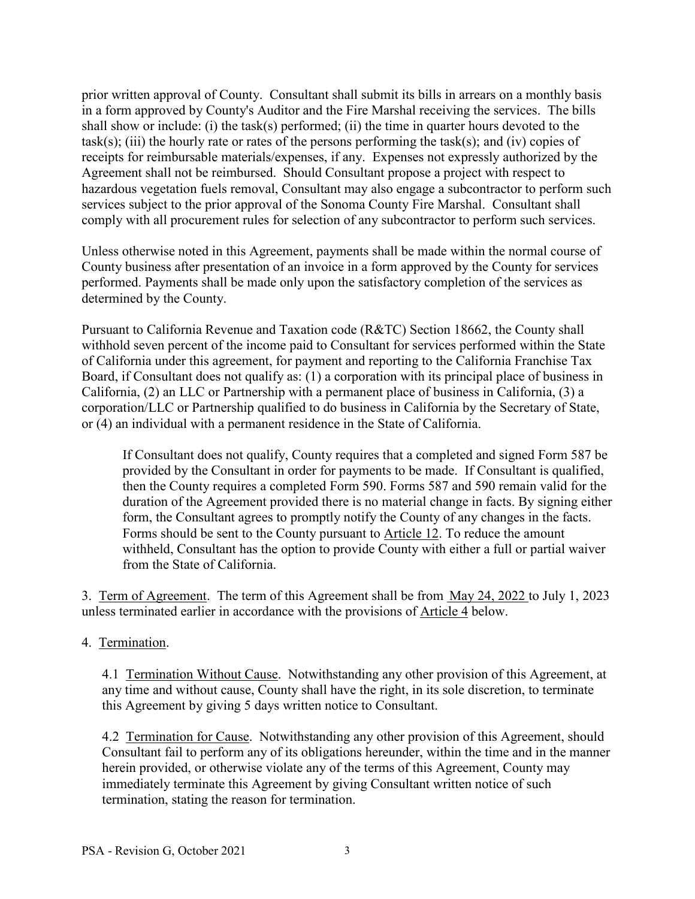prior written approval of County. Consultant shall submit its bills in arrears on a monthly basis in a form approved by County's Auditor and the Fire Marshal receiving the services. The bills shall show or include: (i) the task(s) performed; (ii) the time in quarter hours devoted to the task(s); (iii) the hourly rate or rates of the persons performing the task(s); and (iv) copies of receipts for reimbursable materials/expenses, if any. Expenses not expressly authorized by the Agreement shall not be reimbursed. Should Consultant propose a project with respect to hazardous vegetation fuels removal, Consultant may also engage a subcontractor to perform such services subject to the prior approval of the Sonoma County Fire Marshal. Consultant shall comply with all procurement rules for selection of any subcontractor to perform such services.

Unless otherwise noted in this Agreement, payments shall be made within the normal course of County business after presentation of an invoice in a form approved by the County for services performed. Payments shall be made only upon the satisfactory completion of the services as determined by the County.

Pursuant to California Revenue and Taxation code (R&TC) Section 18662, the County shall withhold seven percent of the income paid to Consultant for services performed within the State of California under this agreement, for payment and reporting to the California Franchise Tax Board, if Consultant does not qualify as: (1) a corporation with its principal place of business in California, (2) an LLC or Partnership with a permanent place of business in California, (3) a corporation/LLC or Partnership qualified to do business in California by the Secretary of State, or (4) an individual with a permanent residence in the State of California.

> If Consultant does not qualify, County requires that a completed and signed Form 587 be provided by the Consultant in order for payments to be made. If Consultant is qualified, then the County requires a completed Form 590. Forms 587 and 590 remain valid for the duration of the Agreement provided there is no material change in facts. By signing either form, the Consultant agrees to promptly notify the County of any changes in the facts. Forms should be sent to the County pursuant to Article 12. To reduce the amount withheld, Consultant has the option to provide County with either a full or partial waiver from the State of California.

3. Term of Agreement. The term of this Agreement shall be from May 24, 2022 to July 1, 2023 unless terminated earlier in accordance with the provisions of Article 4 below.

4. Termination.

> 4.1 Termination Without Cause. Notwithstanding any other provision of this Agreement, at any time and without cause, County shall have the right, in its sole discretion, to terminate this Agreement by giving 5 days written notice to Consultant.
>
> 4.2 Termination for Cause. Notwithstanding any other provision of this Agreement, should Consultant fail to perform any of its obligations hereunder, within the time and in the manner herein provided, or otherwise violate any of the terms of this Agreement, County may immediately terminate this Agreement by giving Consultant written notice of such termination, stating the reason for termination.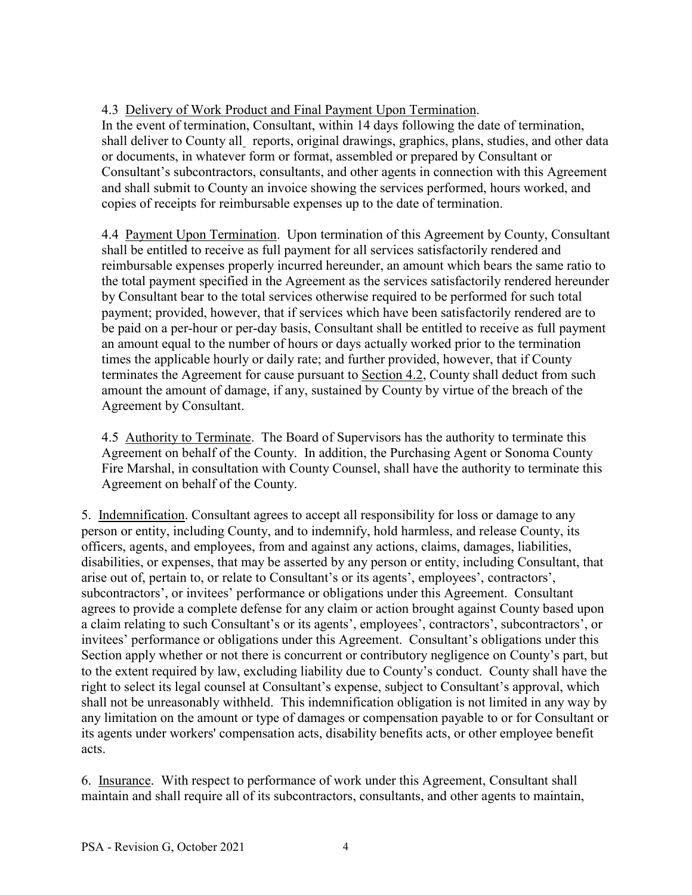4.3 Delivery of Work Product and Final Payment Upon Termination.
In the event of termination, Consultant, within 14 days following the date of termination, shall deliver to County all reports, original drawings, graphics, plans, studies, and other data or documents, in whatever form or format, assembled or prepared by Consultant or Consultant's subcontractors, consultants, and other agents in connection with this Agreement and shall submit to County an invoice showing the services performed, hours worked, and copies of receipts for reimbursable expenses up to the date of termination.

4.4 Payment Upon Termination. Upon termination of this Agreement by County, Consultant shall be entitled to receive as full payment for all services satisfactorily rendered and reimbursable expenses properly incurred hereunder, an amount which bears the same ratio to the total payment specified in the Agreement as the services satisfactorily rendered hereunder by Consultant bear to the total services otherwise required to be performed for such total payment; provided, however, that if services which have been satisfactorily rendered are to be paid on a per-hour or per-day basis, Consultant shall be entitled to receive as full payment an amount equal to the number of hours or days actually worked prior to the termination times the applicable hourly or daily rate; and further provided, however, that if County terminates the Agreement for cause pursuant to Section 4.2, County shall deduct from such amount the amount of damage, if any, sustained by County by virtue of the breach of the Agreement by Consultant.

4.5 Authority to Terminate. The Board of Supervisors has the authority to terminate this Agreement on behalf of the County. In addition, the Purchasing Agent or Sonoma County Fire Marshal, in consultation with County Counsel, shall have the authority to terminate this Agreement on behalf of the County.

5. Indemnification. Consultant agrees to accept all responsibility for loss or damage to any person or entity, including County, and to indemnify, hold harmless, and release County, its officers, agents, and employees, from and against any actions, claims, damages, liabilities, disabilities, or expenses, that may be asserted by any person or entity, including Consultant, that arise out of, pertain to, or relate to Consultant's or its agents', employees', contractors', subcontractors', or invitees' performance or obligations under this Agreement. Consultant agrees to provide a complete defense for any claim or action brought against County based upon a claim relating to such Consultant's or its agents', employees', contractors', subcontractors', or invitees' performance or obligations under this Agreement. Consultant's obligations under this Section apply whether or not there is concurrent or contributory negligence on County's part, but to the extent required by law, excluding liability due to County's conduct. County shall have the right to select its legal counsel at Consultant's expense, subject to Consultant's approval, which shall not be unreasonably withheld. This indemnification obligation is not limited in any way by any limitation on the amount or type of damages or compensation payable to or for Consultant or its agents under workers' compensation acts, disability benefits acts, or other employee benefit acts.

6. Insurance. With respect to performance of work under this Agreement, Consultant shall maintain and shall require all of its subcontractors, consultants, and other agents to maintain,

PSA - Revision G, October 2021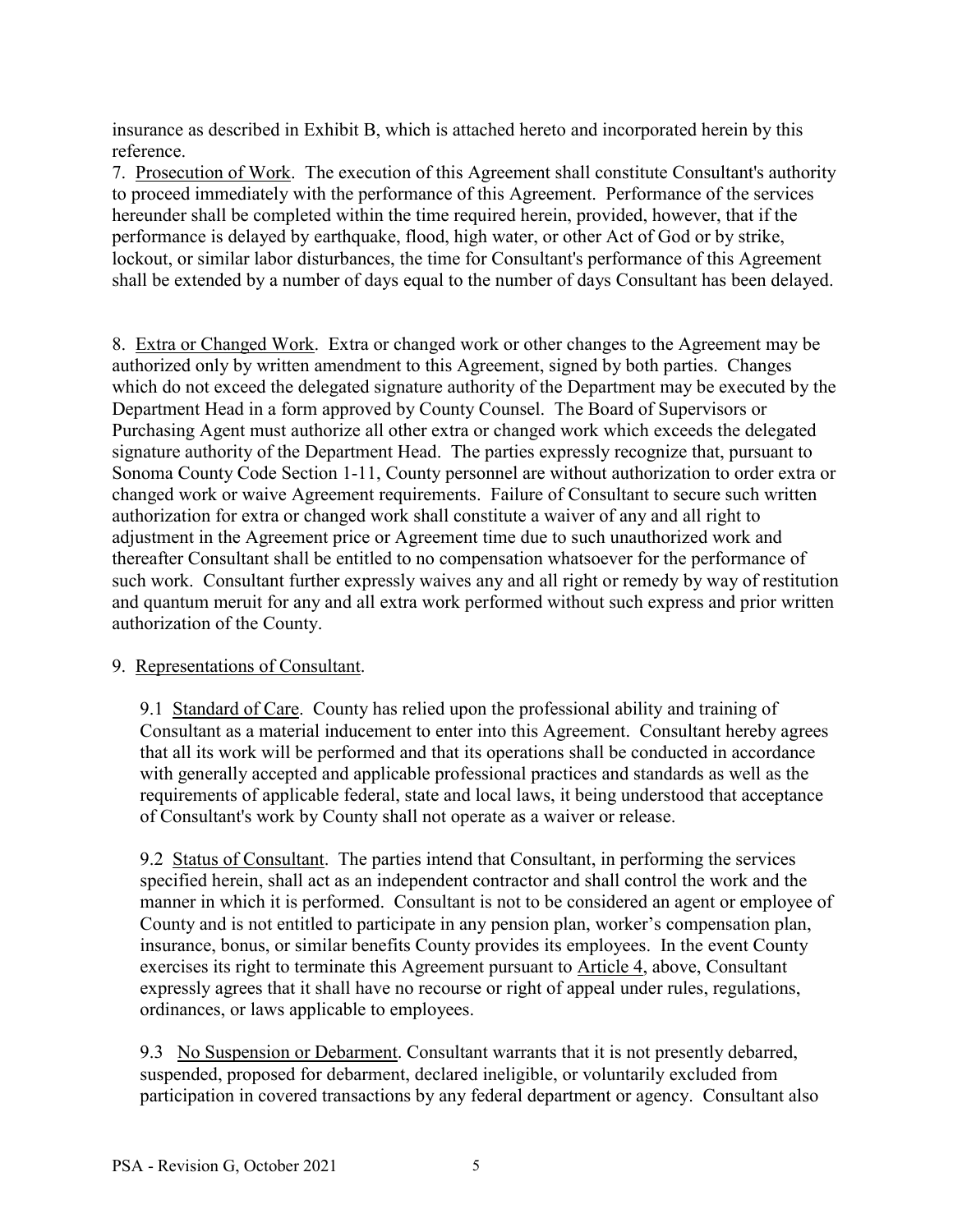insurance as described in Exhibit B, which is attached hereto and incorporated herein by this reference.

7. Prosecution of Work. The execution of this Agreement shall constitute Consultant's authority to proceed immediately with the performance of this Agreement. Performance of the services hereunder shall be completed within the time required herein, provided, however, that if the performance is delayed by earthquake, flood, high water, or other Act of God or by strike, lockout, or similar labor disturbances, the time for Consultant's performance of this Agreement shall be extended by a number of days equal to the number of days Consultant has been delayed.

8. Extra or Changed Work. Extra or changed work or other changes to the Agreement may be authorized only by written amendment to this Agreement, signed by both parties. Changes which do not exceed the delegated signature authority of the Department may be executed by the Department Head in a form approved by County Counsel. The Board of Supervisors or Purchasing Agent must authorize all other extra or changed work which exceeds the delegated signature authority of the Department Head. The parties expressly recognize that, pursuant to Sonoma County Code Section 1-11, County personnel are without authorization to order extra or changed work or waive Agreement requirements. Failure of Consultant to secure such written authorization for extra or changed work shall constitute a waiver of any and all right to adjustment in the Agreement price or Agreement time due to such unauthorized work and thereafter Consultant shall be entitled to no compensation whatsoever for the performance of such work. Consultant further expressly waives any and all right or remedy by way of restitution and quantum meruit for any and all extra work performed without such express and prior written authorization of the County.

9. Representations of Consultant.

9.1 Standard of Care. County has relied upon the professional ability and training of Consultant as a material inducement to enter into this Agreement. Consultant hereby agrees that all its work will be performed and that its operations shall be conducted in accordance with generally accepted and applicable professional practices and standards as well as the requirements of applicable federal, state and local laws, it being understood that acceptance of Consultant's work by County shall not operate as a waiver or release.

9.2 Status of Consultant. The parties intend that Consultant, in performing the services specified herein, shall act as an independent contractor and shall control the work and the manner in which it is performed. Consultant is not to be considered an agent or employee of County and is not entitled to participate in any pension plan, worker's compensation plan, insurance, bonus, or similar benefits County provides its employees. In the event County exercises its right to terminate this Agreement pursuant to Article 4, above, Consultant expressly agrees that it shall have no recourse or right of appeal under rules, regulations, ordinances, or laws applicable to employees.

9.3 No Suspension or Debarment. Consultant warrants that it is not presently debarred, suspended, proposed for debarment, declared ineligible, or voluntarily excluded from participation in covered transactions by any federal department or agency. Consultant also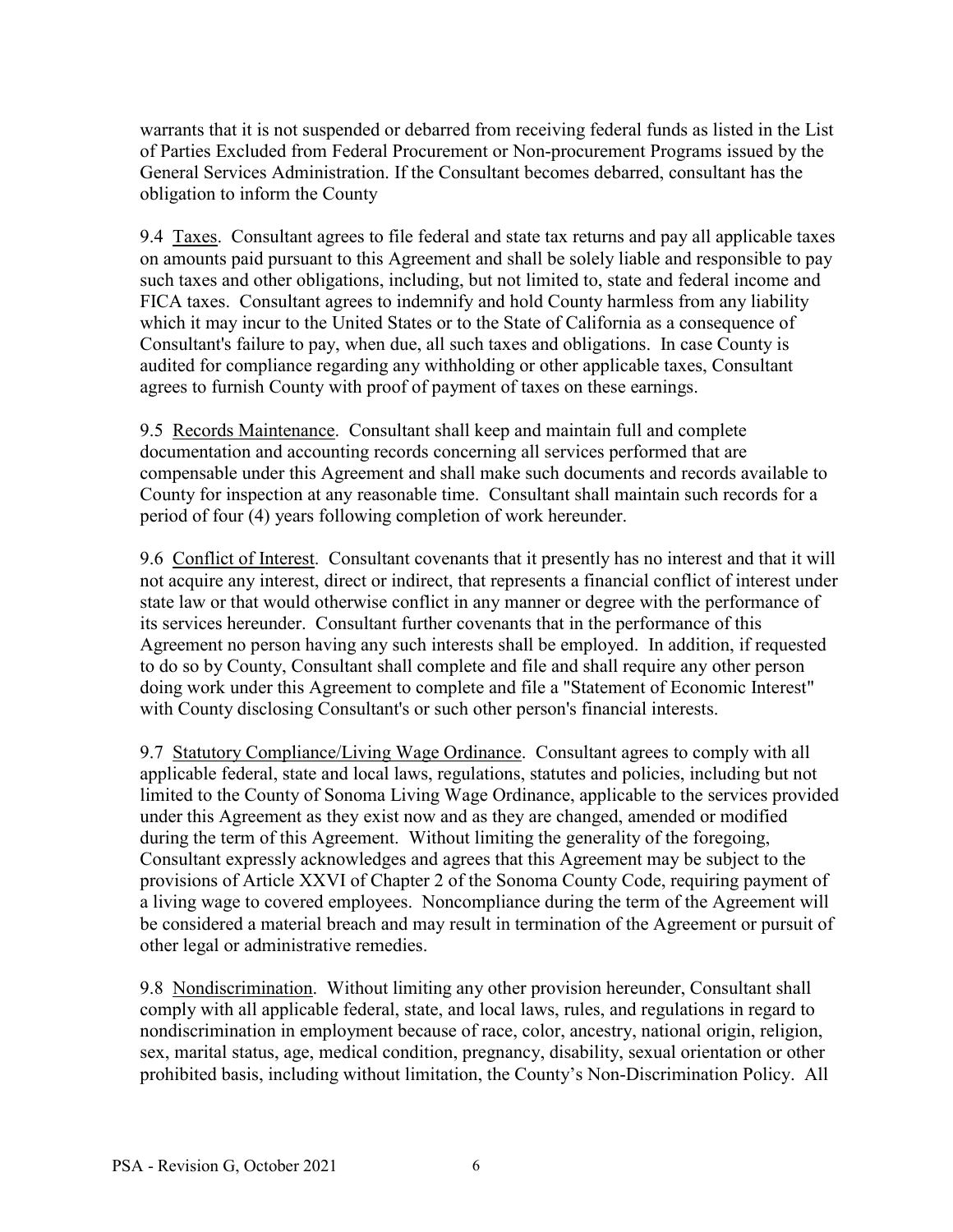warrants that it is not suspended or debarred from receiving federal funds as listed in the List of Parties Excluded from Federal Procurement or Non-procurement Programs issued by the General Services Administration. If the Consultant becomes debarred, consultant has the obligation to inform the County

9.4 Taxes. Consultant agrees to file federal and state tax returns and pay all applicable taxes on amounts paid pursuant to this Agreement and shall be solely liable and responsible to pay such taxes and other obligations, including, but not limited to, state and federal income and FICA taxes. Consultant agrees to indemnify and hold County harmless from any liability which it may incur to the United States or to the State of California as a consequence of Consultant's failure to pay, when due, all such taxes and obligations. In case County is audited for compliance regarding any withholding or other applicable taxes, Consultant agrees to furnish County with proof of payment of taxes on these earnings.

9.5 Records Maintenance. Consultant shall keep and maintain full and complete documentation and accounting records concerning all services performed that are compensable under this Agreement and shall make such documents and records available to County for inspection at any reasonable time. Consultant shall maintain such records for a period of four (4) years following completion of work hereunder.

9.6 Conflict of Interest. Consultant covenants that it presently has no interest and that it will not acquire any interest, direct or indirect, that represents a financial conflict of interest under state law or that would otherwise conflict in any manner or degree with the performance of its services hereunder. Consultant further covenants that in the performance of this Agreement no person having any such interests shall be employed. In addition, if requested to do so by County, Consultant shall complete and file and shall require any other person doing work under this Agreement to complete and file a "Statement of Economic Interest" with County disclosing Consultant's or such other person's financial interests.

9.7 Statutory Compliance/Living Wage Ordinance. Consultant agrees to comply with all applicable federal, state and local laws, regulations, statutes and policies, including but not limited to the County of Sonoma Living Wage Ordinance, applicable to the services provided under this Agreement as they exist now and as they are changed, amended or modified during the term of this Agreement. Without limiting the generality of the foregoing, Consultant expressly acknowledges and agrees that this Agreement may be subject to the provisions of Article XXVI of Chapter 2 of the Sonoma County Code, requiring payment of a living wage to covered employees. Noncompliance during the term of the Agreement will be considered a material breach and may result in termination of the Agreement or pursuit of other legal or administrative remedies.

9.8 Nondiscrimination. Without limiting any other provision hereunder, Consultant shall comply with all applicable federal, state, and local laws, rules, and regulations in regard to nondiscrimination in employment because of race, color, ancestry, national origin, religion, sex, marital status, age, medical condition, pregnancy, disability, sexual orientation or other prohibited basis, including without limitation, the County's Non-Discrimination Policy. All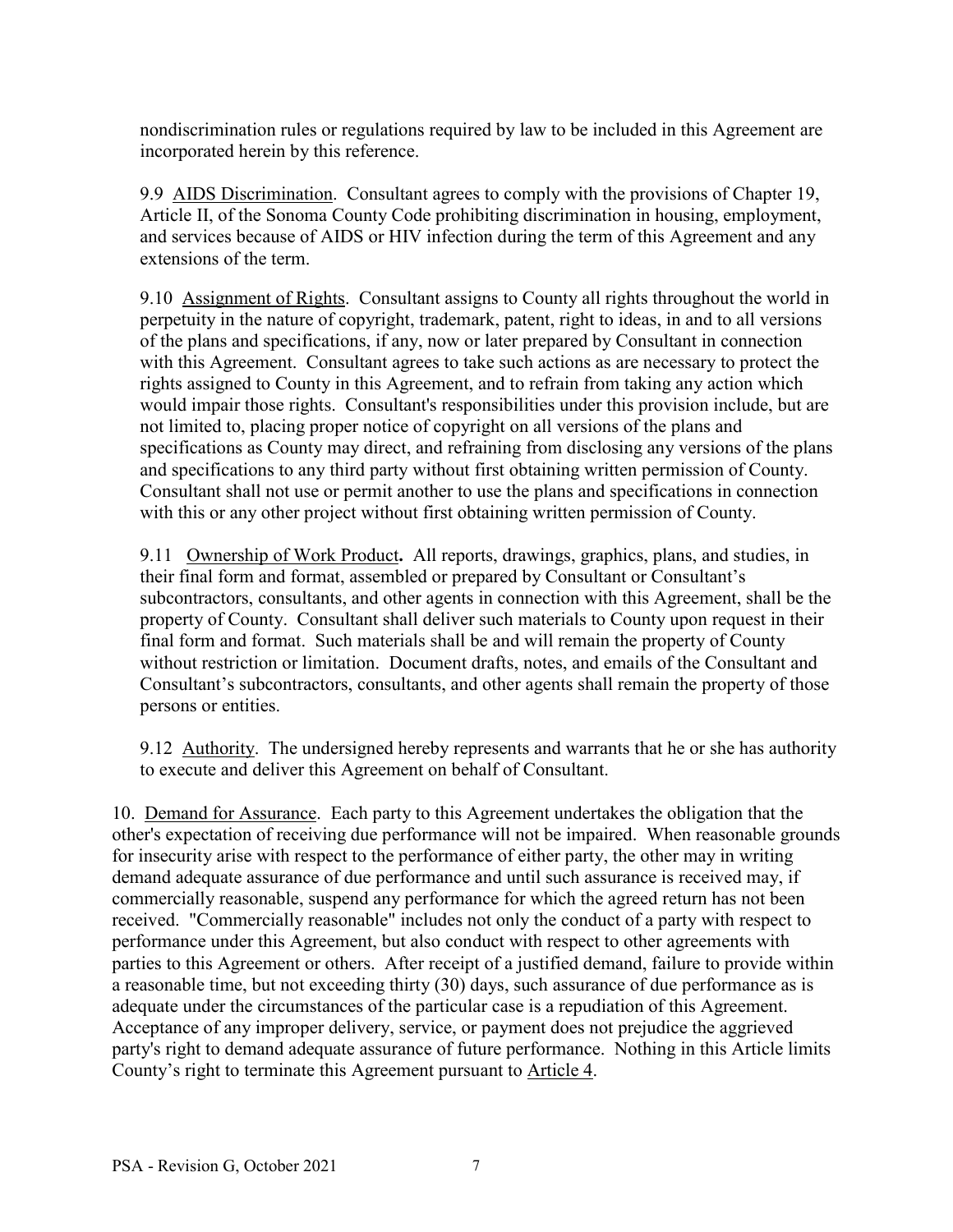nondiscrimination rules or regulations required by law to be included in this Agreement are incorporated herein by this reference.

9.9 AIDS Discrimination. Consultant agrees to comply with the provisions of Chapter 19, Article II, of the Sonoma County Code prohibiting discrimination in housing, employment, and services because of AIDS or HIV infection during the term of this Agreement and any extensions of the term.

9.10 Assignment of Rights. Consultant assigns to County all rights throughout the world in perpetuity in the nature of copyright, trademark, patent, right to ideas, in and to all versions of the plans and specifications, if any, now or later prepared by Consultant in connection with this Agreement. Consultant agrees to take such actions as are necessary to protect the rights assigned to County in this Agreement, and to refrain from taking any action which would impair those rights. Consultant's responsibilities under this provision include, but are not limited to, placing proper notice of copyright on all versions of the plans and specifications as County may direct, and refraining from disclosing any versions of the plans and specifications to any third party without first obtaining written permission of County. Consultant shall not use or permit another to use the plans and specifications in connection with this or any other project without first obtaining written permission of County.

9.11 Ownership of Work Product**.** All reports, drawings, graphics, plans, and studies, in their final form and format, assembled or prepared by Consultant or Consultant's subcontractors, consultants, and other agents in connection with this Agreement, shall be the property of County. Consultant shall deliver such materials to County upon request in their final form and format. Such materials shall be and will remain the property of County without restriction or limitation. Document drafts, notes, and emails of the Consultant and Consultant's subcontractors, consultants, and other agents shall remain the property of those persons or entities.

9.12 Authority. The undersigned hereby represents and warrants that he or she has authority to execute and deliver this Agreement on behalf of Consultant.

10. Demand for Assurance. Each party to this Agreement undertakes the obligation that the other's expectation of receiving due performance will not be impaired. When reasonable grounds for insecurity arise with respect to the performance of either party, the other may in writing demand adequate assurance of due performance and until such assurance is received may, if commercially reasonable, suspend any performance for which the agreed return has not been received. "Commercially reasonable" includes not only the conduct of a party with respect to performance under this Agreement, but also conduct with respect to other agreements with parties to this Agreement or others. After receipt of a justified demand, failure to provide within a reasonable time, but not exceeding thirty (30) days, such assurance of due performance as is adequate under the circumstances of the particular case is a repudiation of this Agreement. Acceptance of any improper delivery, service, or payment does not prejudice the aggrieved party's right to demand adequate assurance of future performance. Nothing in this Article limits County's right to terminate this Agreement pursuant to Article 4.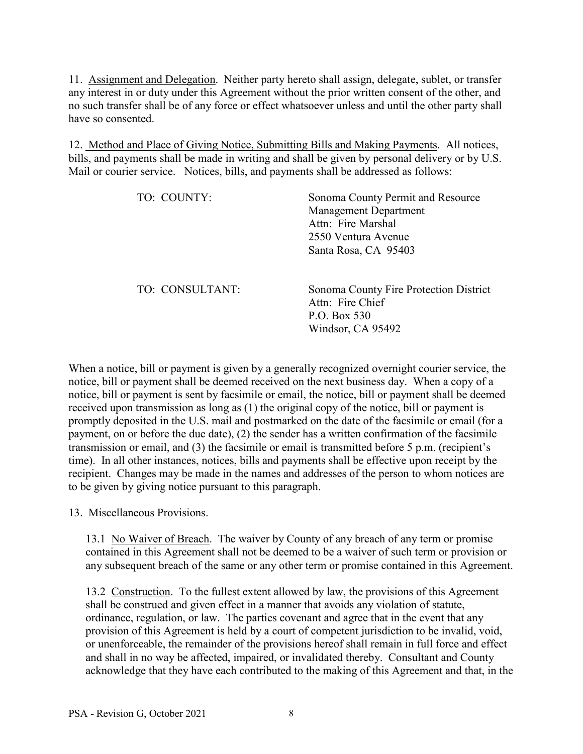11. Assignment and Delegation. Neither party hereto shall assign, delegate, sublet, or transfer any interest in or duty under this Agreement without the prior written consent of the other, and no such transfer shall be of any force or effect whatsoever unless and until the other party shall have so consented.

12. Method and Place of Giving Notice, Submitting Bills and Making Payments. All notices, bills, and payments shall be made in writing and shall be given by personal delivery or by U.S. Mail or courier service. Notices, bills, and payments shall be addressed as follows:

TO: COUNTY:

Sonoma County Permit and Resource Management Department
Attn: Fire Marshal
2550 Ventura Avenue
Santa Rosa, CA 95403

TO: CONSULTANT:

Sonoma County Fire Protection District
Attn: Fire Chief
P.O. Box 530
Windsor, CA 95492

When a notice, bill or payment is given by a generally recognized overnight courier service, the notice, bill or payment shall be deemed received on the next business day. When a copy of a notice, bill or payment is sent by facsimile or email, the notice, bill or payment shall be deemed received upon transmission as long as (1) the original copy of the notice, bill or payment is promptly deposited in the U.S. mail and postmarked on the date of the facsimile or email (for a payment, on or before the due date), (2) the sender has a written confirmation of the facsimile transmission or email, and (3) the facsimile or email is transmitted before 5 p.m. (recipient's time). In all other instances, notices, bills and payments shall be effective upon receipt by the recipient. Changes may be made in the names and addresses of the person to whom notices are to be given by giving notice pursuant to this paragraph.

13. Miscellaneous Provisions.

13.1 No Waiver of Breach. The waiver by County of any breach of any term or promise contained in this Agreement shall not be deemed to be a waiver of such term or provision or any subsequent breach of the same or any other term or promise contained in this Agreement.

13.2 Construction. To the fullest extent allowed by law, the provisions of this Agreement shall be construed and given effect in a manner that avoids any violation of statute, ordinance, regulation, or law. The parties covenant and agree that in the event that any provision of this Agreement is held by a court of competent jurisdiction to be invalid, void, or unenforceable, the remainder of the provisions hereof shall remain in full force and effect and shall in no way be affected, impaired, or invalidated thereby. Consultant and County acknowledge that they have each contributed to the making of this Agreement and that, in the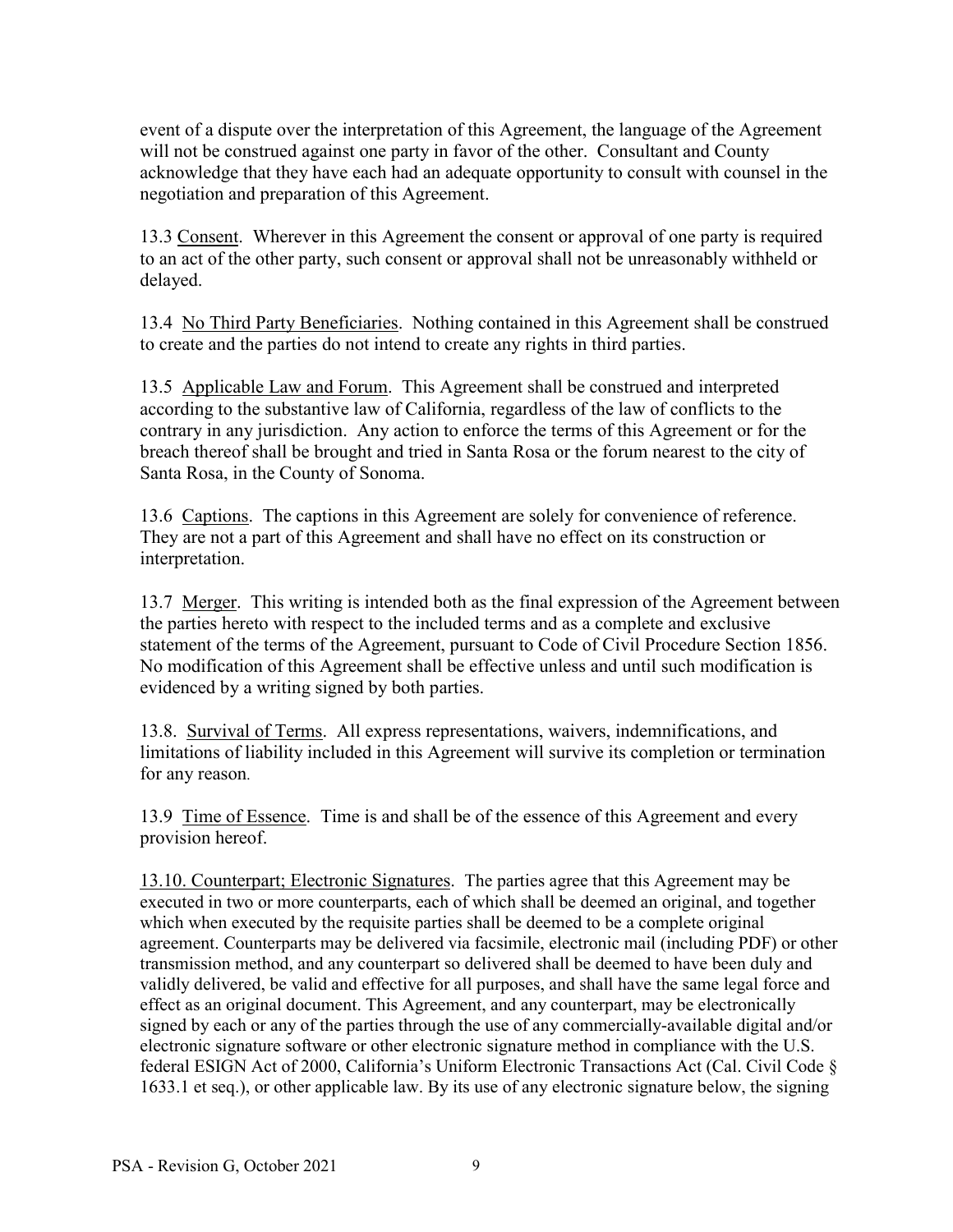event of a dispute over the interpretation of this Agreement, the language of the Agreement will not be construed against one party in favor of the other. Consultant and County acknowledge that they have each had an adequate opportunity to consult with counsel in the negotiation and preparation of this Agreement.

13.3 Consent. Wherever in this Agreement the consent or approval of one party is required to an act of the other party, such consent or approval shall not be unreasonably withheld or delayed.

13.4 No Third Party Beneficiaries. Nothing contained in this Agreement shall be construed to create and the parties do not intend to create any rights in third parties.

13.5 Applicable Law and Forum. This Agreement shall be construed and interpreted according to the substantive law of California, regardless of the law of conflicts to the contrary in any jurisdiction. Any action to enforce the terms of this Agreement or for the breach thereof shall be brought and tried in Santa Rosa or the forum nearest to the city of Santa Rosa, in the County of Sonoma.

13.6 Captions. The captions in this Agreement are solely for convenience of reference. They are not a part of this Agreement and shall have no effect on its construction or interpretation.

13.7 Merger. This writing is intended both as the final expression of the Agreement between the parties hereto with respect to the included terms and as a complete and exclusive statement of the terms of the Agreement, pursuant to Code of Civil Procedure Section 1856. No modification of this Agreement shall be effective unless and until such modification is evidenced by a writing signed by both parties.

13.8. Survival of Terms. All express representations, waivers, indemnifications, and limitations of liability included in this Agreement will survive its completion or termination for any reason.

13.9 Time of Essence. Time is and shall be of the essence of this Agreement and every provision hereof.

13.10. Counterpart; Electronic Signatures. The parties agree that this Agreement may be executed in two or more counterparts, each of which shall be deemed an original, and together which when executed by the requisite parties shall be deemed to be a complete original agreement. Counterparts may be delivered via facsimile, electronic mail (including PDF) or other transmission method, and any counterpart so delivered shall be deemed to have been duly and validly delivered, be valid and effective for all purposes, and shall have the same legal force and effect as an original document. This Agreement, and any counterpart, may be electronically signed by each or any of the parties through the use of any commercially-available digital and/or electronic signature software or other electronic signature method in compliance with the U.S. federal ESIGN Act of 2000, California's Uniform Electronic Transactions Act (Cal. Civil Code § 1633.1 et seq.), or other applicable law. By its use of any electronic signature below, the signing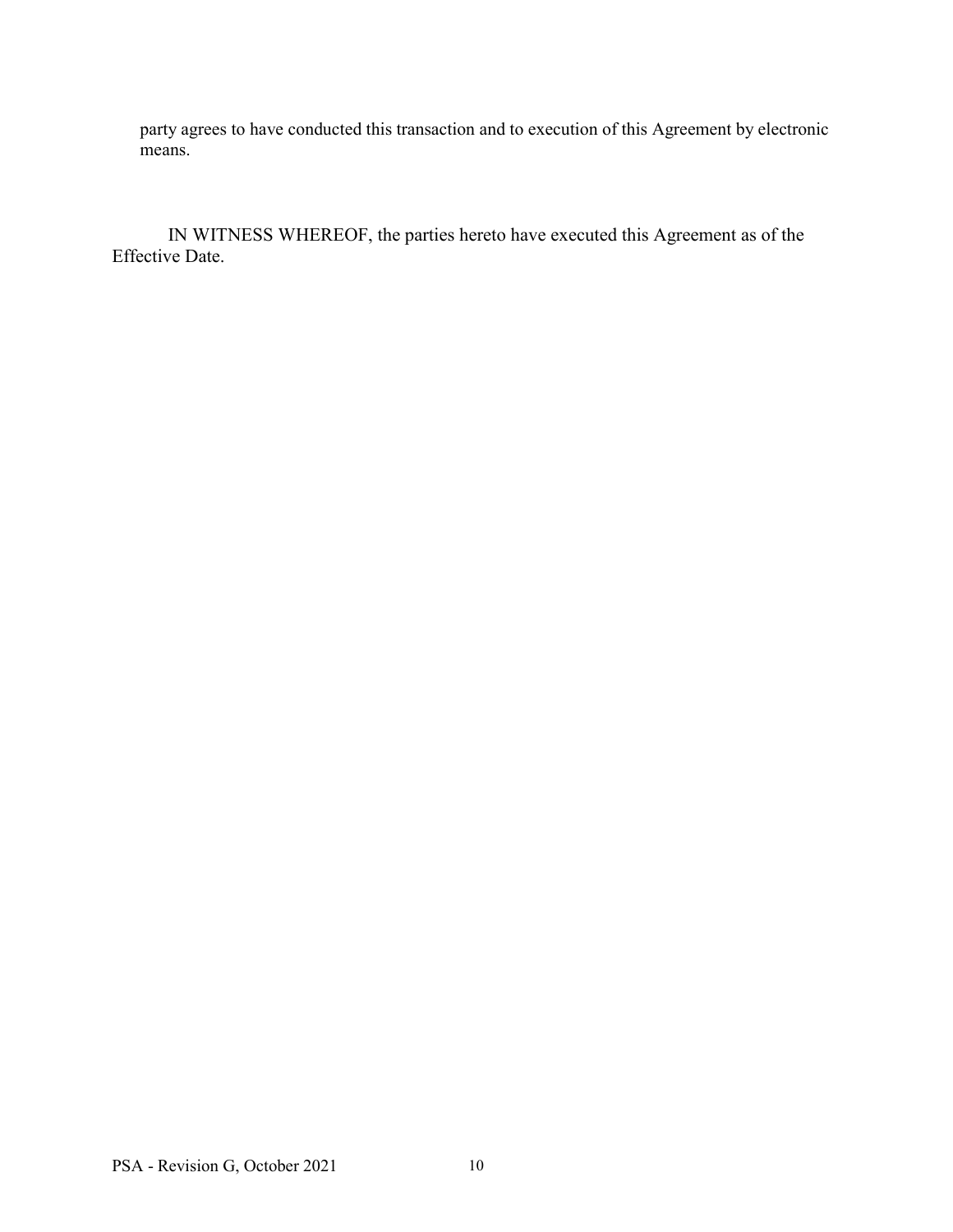party agrees to have conducted this transaction and to execution of this Agreement by electronic means.

IN WITNESS WHEREOF, the parties hereto have executed this Agreement as of the Effective Date.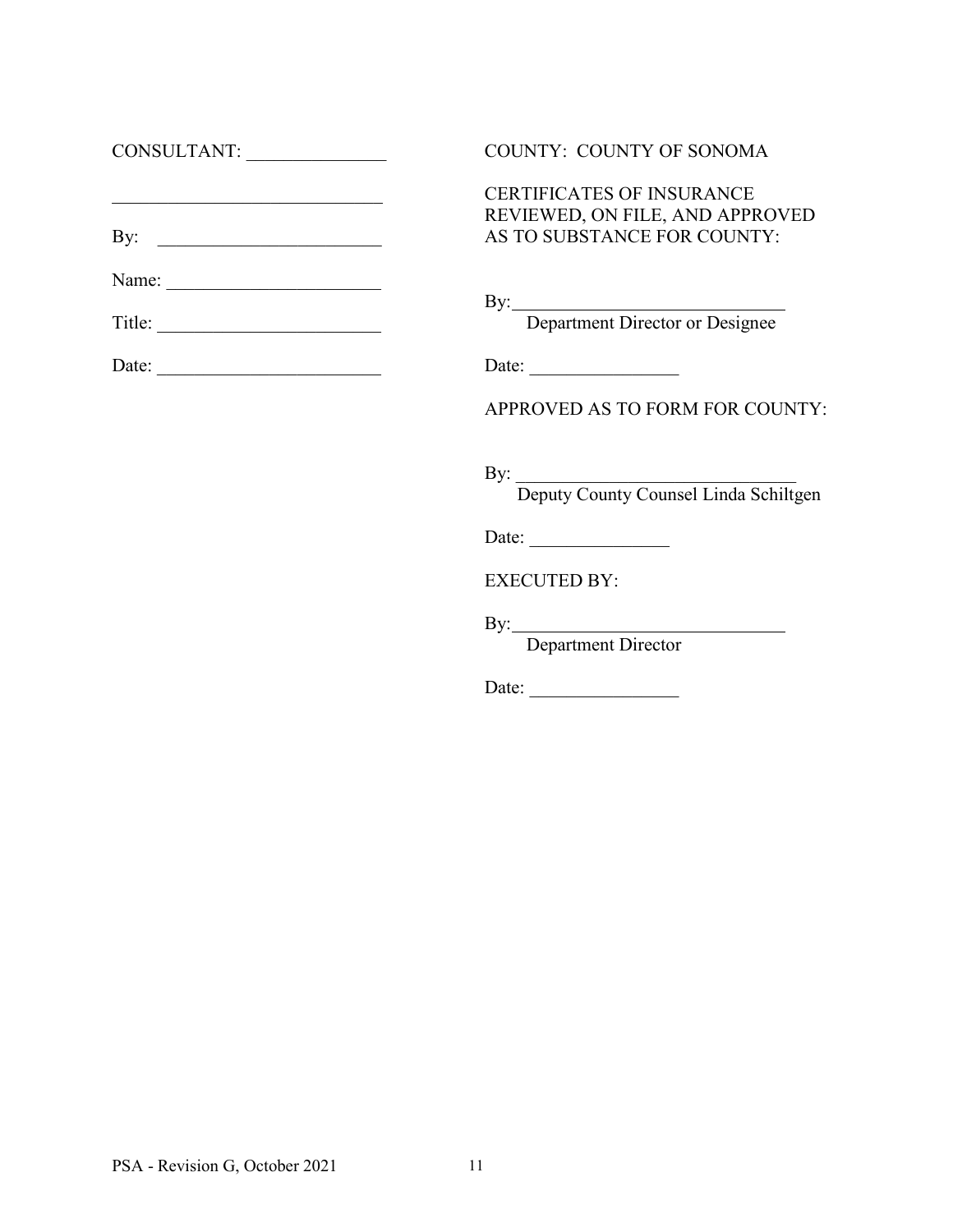CONSULTANT: _______________

_____________________________

By: ________________________

Name: _______________________

Title: ________________________

Date: ________________________

COUNTY: COUNTY OF SONOMA

CERTIFICATES OF INSURANCE REVIEWED, ON FILE, AND APPROVED AS TO SUBSTANCE FOR COUNTY:

By:_____________________________
Department Director or Designee

Date: ________________

APPROVED AS TO FORM FOR COUNTY:

By: ______________________________
Deputy County Counsel Linda Schiltgen

Date: _______________

EXECUTED BY:

By:_____________________________
Department Director

Date: ________________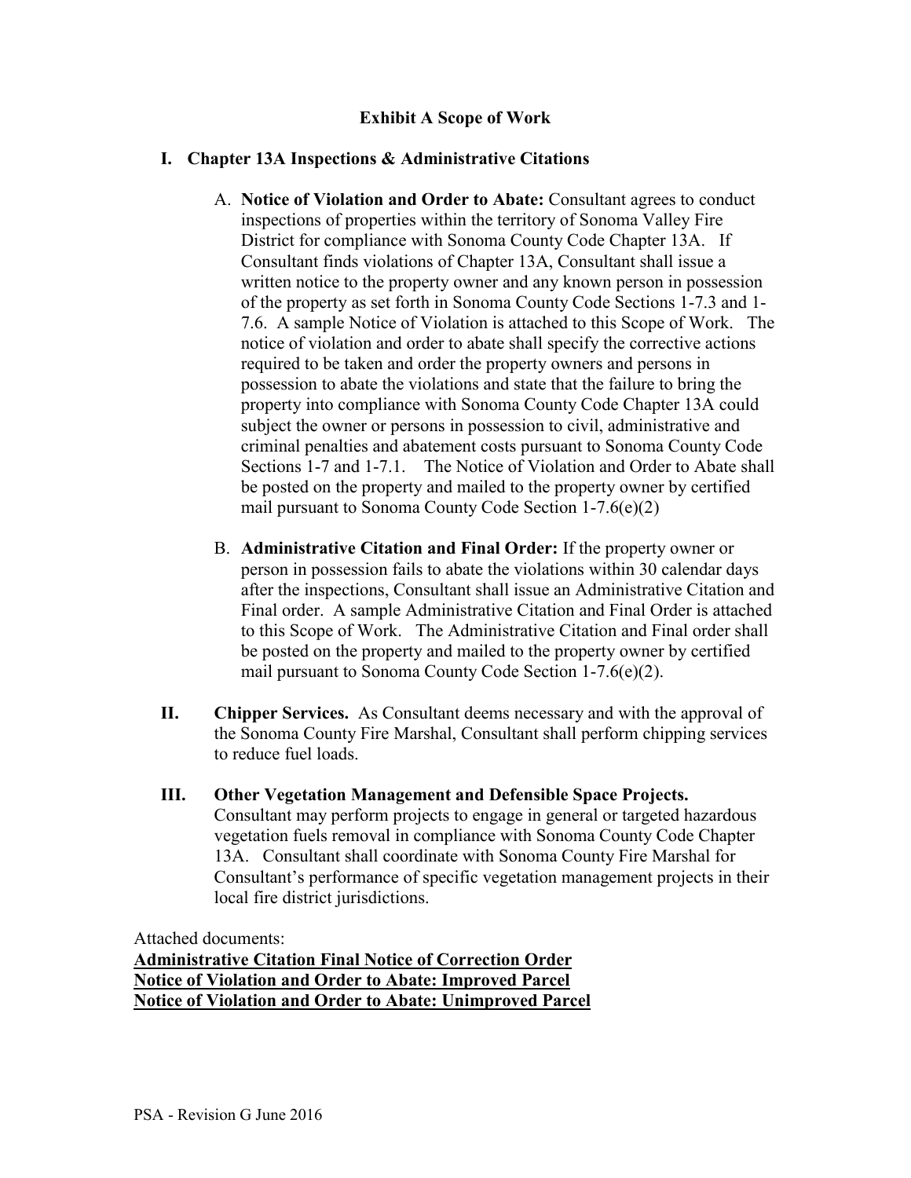## Exhibit A Scope of Work

### I. Chapter 13A Inspections & Administrative Citations

A. **Notice of Violation and Order to Abate:** Consultant agrees to conduct inspections of properties within the territory of Sonoma Valley Fire District for compliance with Sonoma County Code Chapter 13A. If Consultant finds violations of Chapter 13A, Consultant shall issue a written notice to the property owner and any known person in possession of the property as set forth in Sonoma County Code Sections 1-7.3 and 1-7.6. A sample Notice of Violation is attached to this Scope of Work. The notice of violation and order to abate shall specify the corrective actions required to be taken and order the property owners and persons in possession to abate the violations and state that the failure to bring the property into compliance with Sonoma County Code Chapter 13A could subject the owner or persons in possession to civil, administrative and criminal penalties and abatement costs pursuant to Sonoma County Code Sections 1-7 and 1-7.1. The Notice of Violation and Order to Abate shall be posted on the property and mailed to the property owner by certified mail pursuant to Sonoma County Code Section 1-7.6(e)(2)

B. **Administrative Citation and Final Order:** If the property owner or person in possession fails to abate the violations within 30 calendar days after the inspections, Consultant shall issue an Administrative Citation and Final order. A sample Administrative Citation and Final Order is attached to this Scope of Work. The Administrative Citation and Final order shall be posted on the property and mailed to the property owner by certified mail pursuant to Sonoma County Code Section 1-7.6(e)(2).

**II. Chipper Services.** As Consultant deems necessary and with the approval of the Sonoma County Fire Marshal, Consultant shall perform chipping services to reduce fuel loads.

**III. Other Vegetation Management and Defensible Space Projects.** Consultant may perform projects to engage in general or targeted hazardous vegetation fuels removal in compliance with Sonoma County Code Chapter 13A. Consultant shall coordinate with Sonoma County Fire Marshal for Consultant's performance of specific vegetation management projects in their local fire district jurisdictions.

Attached documents:

**Administrative Citation Final Notice of Correction Order**
**Notice of Violation and Order to Abate: Improved Parcel**
**Notice of Violation and Order to Abate: Unimproved Parcel**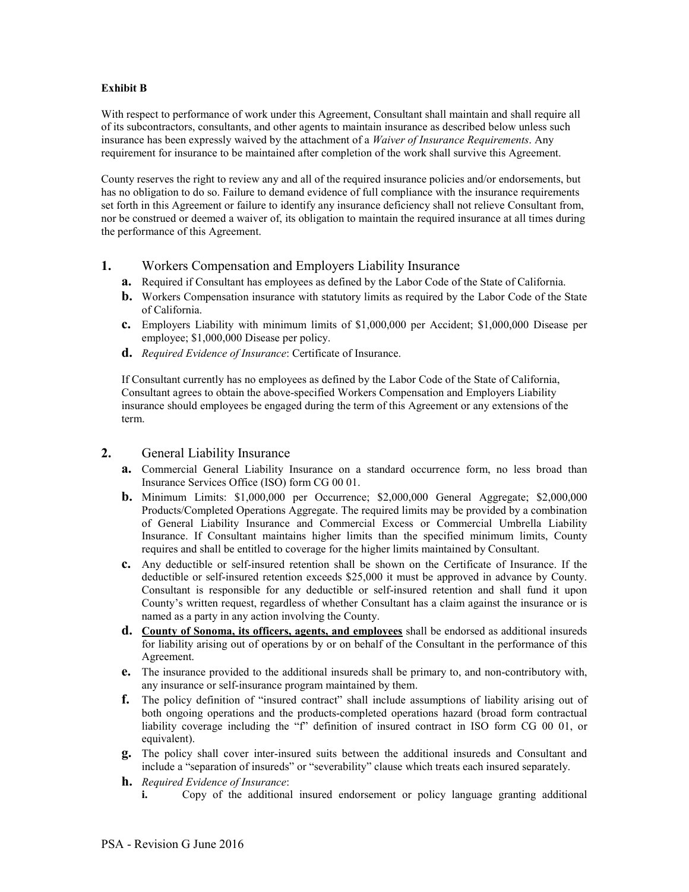**Exhibit B**

With respect to performance of work under this Agreement, Consultant shall maintain and shall require all of its subcontractors, consultants, and other agents to maintain insurance as described below unless such insurance has been expressly waived by the attachment of a *Waiver of Insurance Requirements*. Any requirement for insurance to be maintained after completion of the work shall survive this Agreement.

County reserves the right to review any and all of the required insurance policies and/or endorsements, but has no obligation to do so. Failure to demand evidence of full compliance with the insurance requirements set forth in this Agreement or failure to identify any insurance deficiency shall not relieve Consultant from, nor be construed or deemed a waiver of, its obligation to maintain the required insurance at all times during the performance of this Agreement.

## 1. Workers Compensation and Employers Liability Insurance

- **a.** Required if Consultant has employees as defined by the Labor Code of the State of California.
- **b.** Workers Compensation insurance with statutory limits as required by the Labor Code of the State of California.
- **c.** Employers Liability with minimum limits of $1,000,000 per Accident; $1,000,000 Disease per employee; $1,000,000 Disease per policy.
- **d.** *Required Evidence of Insurance*: Certificate of Insurance.

If Consultant currently has no employees as defined by the Labor Code of the State of California, Consultant agrees to obtain the above-specified Workers Compensation and Employers Liability insurance should employees be engaged during the term of this Agreement or any extensions of the term.

## 2. General Liability Insurance

- **a.** Commercial General Liability Insurance on a standard occurrence form, no less broad than Insurance Services Office (ISO) form CG 00 01.
- **b.** Minimum Limits: $1,000,000 per Occurrence; $2,000,000 General Aggregate; $2,000,000 Products/Completed Operations Aggregate. The required limits may be provided by a combination of General Liability Insurance and Commercial Excess or Commercial Umbrella Liability Insurance. If Consultant maintains higher limits than the specified minimum limits, County requires and shall be entitled to coverage for the higher limits maintained by Consultant.
- **c.** Any deductible or self-insured retention shall be shown on the Certificate of Insurance. If the deductible or self-insured retention exceeds $25,000 it must be approved in advance by County. Consultant is responsible for any deductible or self-insured retention and shall fund it upon County's written request, regardless of whether Consultant has a claim against the insurance or is named as a party in any action involving the County.
- **d.** **<u>County of Sonoma, its officers, agents, and employees</u>** shall be endorsed as additional insureds for liability arising out of operations by or on behalf of the Consultant in the performance of this Agreement.
- **e.** The insurance provided to the additional insureds shall be primary to, and non-contributory with, any insurance or self-insurance program maintained by them.
- **f.** The policy definition of "insured contract" shall include assumptions of liability arising out of both ongoing operations and the products-completed operations hazard (broad form contractual liability coverage including the "f" definition of insured contract in ISO form CG 00 01, or equivalent).
- **g.** The policy shall cover inter-insured suits between the additional insureds and Consultant and include a "separation of insureds" or "severability" clause which treats each insured separately.
- **h.** *Required Evidence of Insurance*:
  - **i.** Copy of the additional insured endorsement or policy language granting additional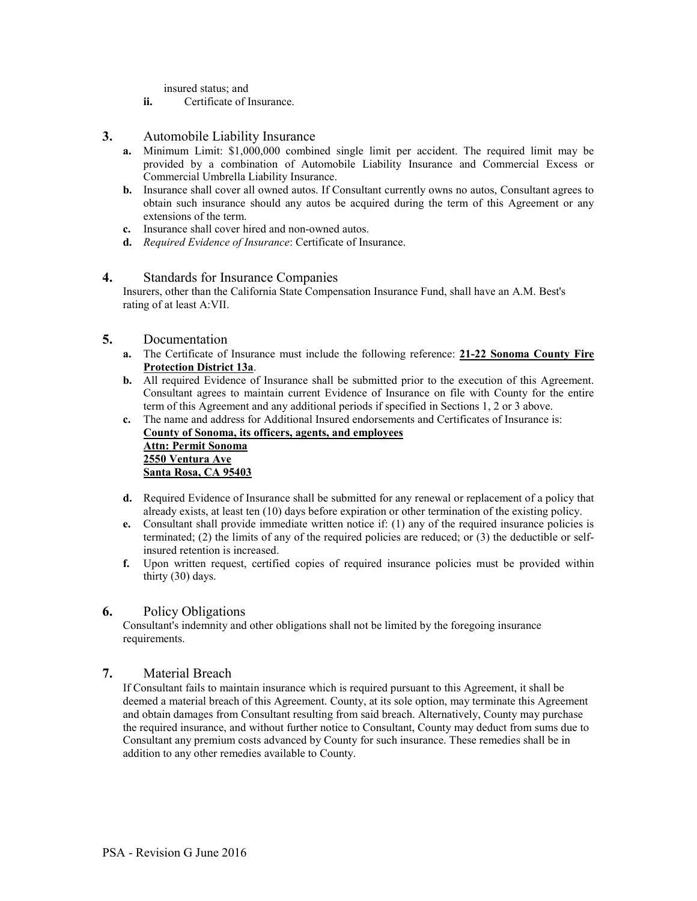insured status; and

**ii.** Certificate of Insurance.

## 3. Automobile Liability Insurance

**a.** Minimum Limit: $1,000,000 combined single limit per accident. The required limit may be provided by a combination of Automobile Liability Insurance and Commercial Excess or Commercial Umbrella Liability Insurance.

**b.** Insurance shall cover all owned autos. If Consultant currently owns no autos, Consultant agrees to obtain such insurance should any autos be acquired during the term of this Agreement or any extensions of the term.

**c.** Insurance shall cover hired and non-owned autos.

**d.** *Required Evidence of Insurance*: Certificate of Insurance.

## 4. Standards for Insurance Companies

Insurers, other than the California State Compensation Insurance Fund, shall have an A.M. Best's rating of at least A:VII.

## 5. Documentation

**a.** The Certificate of Insurance must include the following reference: **21-22 Sonoma County Fire Protection District 13a**.

**b.** All required Evidence of Insurance shall be submitted prior to the execution of this Agreement. Consultant agrees to maintain current Evidence of Insurance on file with County for the entire term of this Agreement and any additional periods if specified in Sections 1, 2 or 3 above.

**c.** The name and address for Additional Insured endorsements and Certificates of Insurance is:
**County of Sonoma, its officers, agents, and employees**
**Attn: Permit Sonoma**
**2550 Ventura Ave**
**Santa Rosa, CA 95403**

**d.** Required Evidence of Insurance shall be submitted for any renewal or replacement of a policy that already exists, at least ten (10) days before expiration or other termination of the existing policy.

**e.** Consultant shall provide immediate written notice if: (1) any of the required insurance policies is terminated; (2) the limits of any of the required policies are reduced; or (3) the deductible or self-insured retention is increased.

**f.** Upon written request, certified copies of required insurance policies must be provided within thirty (30) days.

## 6. Policy Obligations

Consultant's indemnity and other obligations shall not be limited by the foregoing insurance requirements.

## 7. Material Breach

If Consultant fails to maintain insurance which is required pursuant to this Agreement, it shall be deemed a material breach of this Agreement. County, at its sole option, may terminate this Agreement and obtain damages from Consultant resulting from said breach. Alternatively, County may purchase the required insurance, and without further notice to Consultant, County may deduct from sums due to Consultant any premium costs advanced by County for such insurance. These remedies shall be in addition to any other remedies available to County.